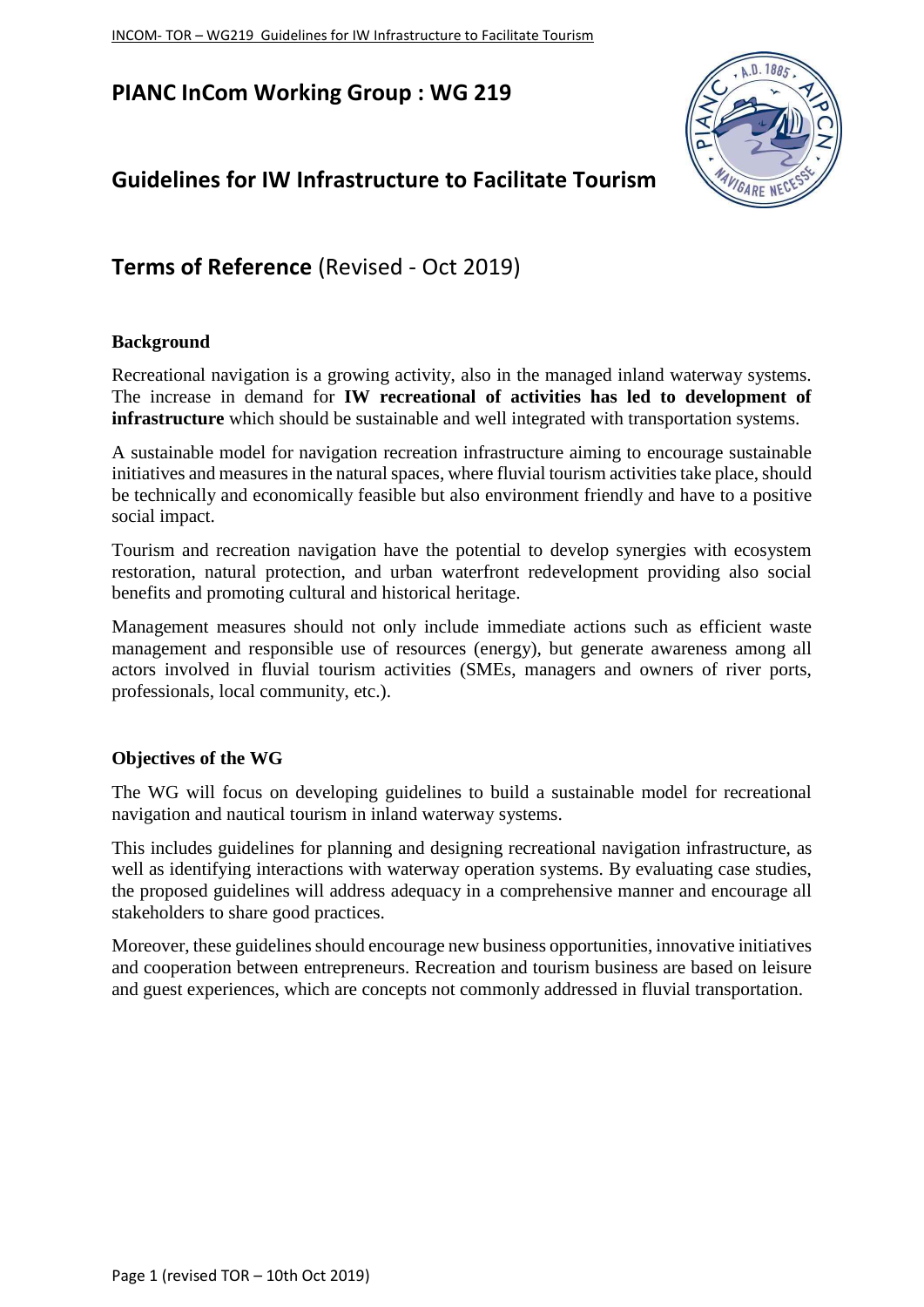# PIANC InCom Working Group : WG 219

## Guidelines for IW Infrastructure to Facilitate Tourism

## **Terms of Reference** (Revised - Oct 2019)

### Background

Recreational navigation is a growing activity, also in the managed inland waterway systems. The increase in demand for **IW recreational of activities has led to development of infrastructure** which should be sustainable and well integrated with transportation systems.

A sustainable model for navigation recreation infrastructure aiming to encourage sustainable initiatives and measures in the natural spaces, where fluvial tourism activities take place, should be technically and economically feasible but also environment friendly and have to a positive social impact.

Tourism and recreation navigation have the potential to develop synergies with ecosystem restoration, natural protection, and urban waterfront redevelopment providing also social benefits and promoting cultural and historical heritage.

Management measures should not only include immediate actions such as efficient waste management and responsible use of resources (energy), but generate awareness among all actors involved in fluvial tourism activities (SMEs, managers and owners of river ports, professionals, local community, etc.).

### Objectives of the WG

The WG will focus on developing guidelines to build a sustainable model for recreational navigation and nautical tourism in inland waterway systems.

This includes guidelines for planning and designing recreational navigation infrastructure, as well as identifying interactions with waterway operation systems. By evaluating case studies, the proposed guidelines will address adequacy in a comprehensive manner and encourage all stakeholders to share good practices.

Moreover, these guidelines should encourage new business opportunities, innovative initiatives and cooperation between entrepreneurs. Recreation and tourism business are based on leisure and guest experiences, which are concepts not commonly addressed in fluvial transportation.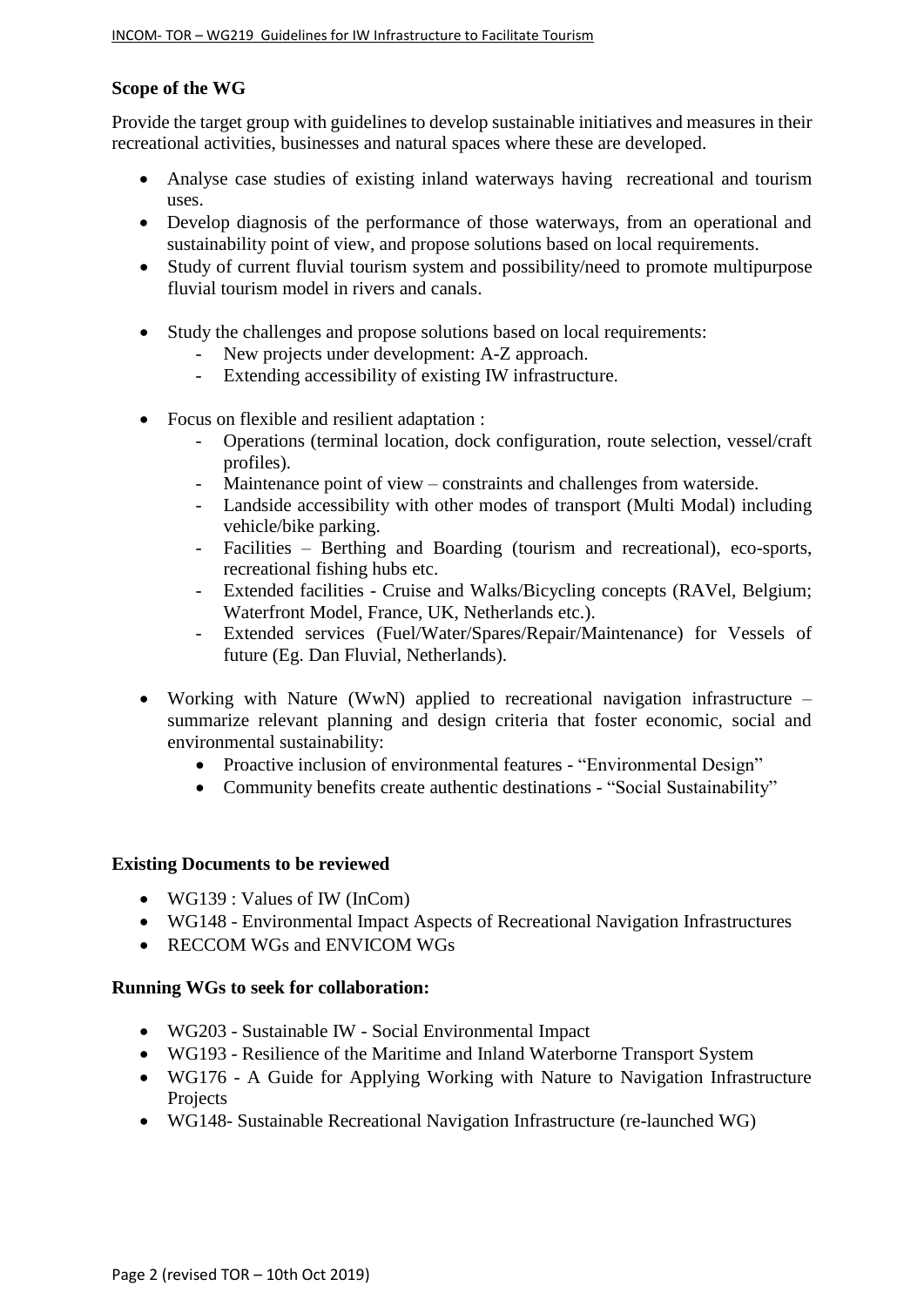## Scope of the WG

Provide the target group with guidelines to develop sustainable initiatives and measures in their recreational activities, businesses and natural spaces where these are developed.

- Analyse case studies of existing inland waterways having recreational and tourism uses.
- Develop diagnosis of the performance of those waterways, from an operational and sustainability point of view, and propose solutions based on local requirements.
- Study of current fluvial tourism system and possibility/need to promote multipurpose fluvial tourism model in rivers and canals.
- Study the challenges and propose solutions based on local requirements:
  - New projects under development: A-Z approach.
  - Extending accessibility of existing IW infrastructure.
- Focus on flexible and resilient adaptation :
  - Operations (terminal location, dock configuration, route selection, vessel/craft profiles).
  - Maintenance point of view – constraints and challenges from waterside.
  - Landside accessibility with other modes of transport (Multi Modal) including vehicle/bike parking.
  - Facilities – Berthing and Boarding (tourism and recreational), eco-sports, recreational fishing hubs etc.
  - Extended facilities - Cruise and Walks/Bicycling concepts (RAVel, Belgium; Waterfront Model, France, UK, Netherlands etc.).
  - Extended services (Fuel/Water/Spares/Repair/Maintenance) for Vessels of future (Eg. Dan Fluvial, Netherlands).
- Working with Nature (WwN) applied to recreational navigation infrastructure – summarize relevant planning and design criteria that foster economic, social and environmental sustainability:
  - Proactive inclusion of environmental features - "Environmental Design"
  - Community benefits create authentic destinations - "Social Sustainability"

## Existing Documents to be reviewed

- WG139 : Values of IW (InCom)
- WG148 - Environmental Impact Aspects of Recreational Navigation Infrastructures
- RECCOM WGs and ENVICOM WGs

## Running WGs to seek for collaboration:

- WG203 - Sustainable IW - Social Environmental Impact
- WG193 - Resilience of the Maritime and Inland Waterborne Transport System
- WG176 - A Guide for Applying Working with Nature to Navigation Infrastructure Projects
- WG148- Sustainable Recreational Navigation Infrastructure (re-launched WG)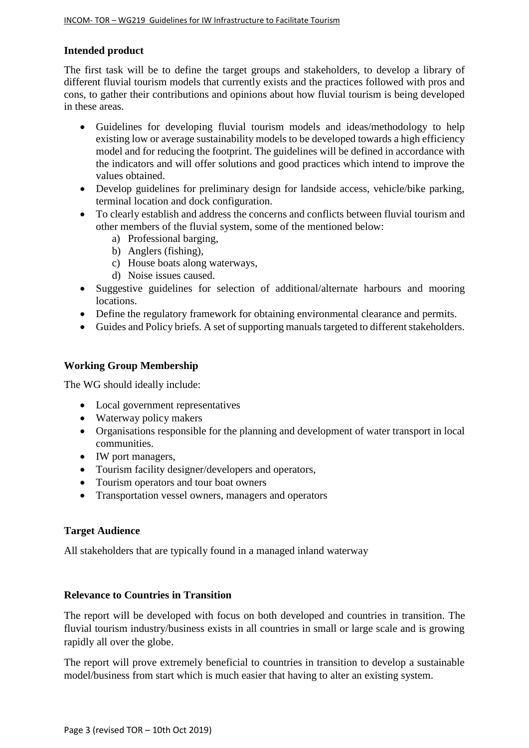### Intended product

The first task will be to define the target groups and stakeholders, to develop a library of different fluvial tourism models that currently exists and the practices followed with pros and cons, to gather their contributions and opinions about how fluvial tourism is being developed in these areas.

- Guidelines for developing fluvial tourism models and ideas/methodology to help existing low or average sustainability models to be developed towards a high efficiency model and for reducing the footprint. The guidelines will be defined in accordance with the indicators and will offer solutions and good practices which intend to improve the values obtained.
- Develop guidelines for preliminary design for landside access, vehicle/bike parking, terminal location and dock configuration.
- To clearly establish and address the concerns and conflicts between fluvial tourism and other members of the fluvial system, some of the mentioned below:
  a) Professional barging,
  b) Anglers (fishing),
  c) House boats along waterways,
  d) Noise issues caused.
- Suggestive guidelines for selection of additional/alternate harbours and mooring locations.
- Define the regulatory framework for obtaining environmental clearance and permits.
- Guides and Policy briefs. A set of supporting manuals targeted to different stakeholders.

### Working Group Membership

The WG should ideally include:

- Local government representatives
- Waterway policy makers
- Organisations responsible for the planning and development of water transport in local communities.
- IW port managers,
- Tourism facility designer/developers and operators,
- Tourism operators and tour boat owners
- Transportation vessel owners, managers and operators

### Target Audience

All stakeholders that are typically found in a managed inland waterway

### Relevance to Countries in Transition

The report will be developed with focus on both developed and countries in transition. The fluvial tourism industry/business exists in all countries in small or large scale and is growing rapidly all over the globe.

The report will prove extremely beneficial to countries in transition to develop a sustainable model/business from start which is much easier that having to alter an existing system.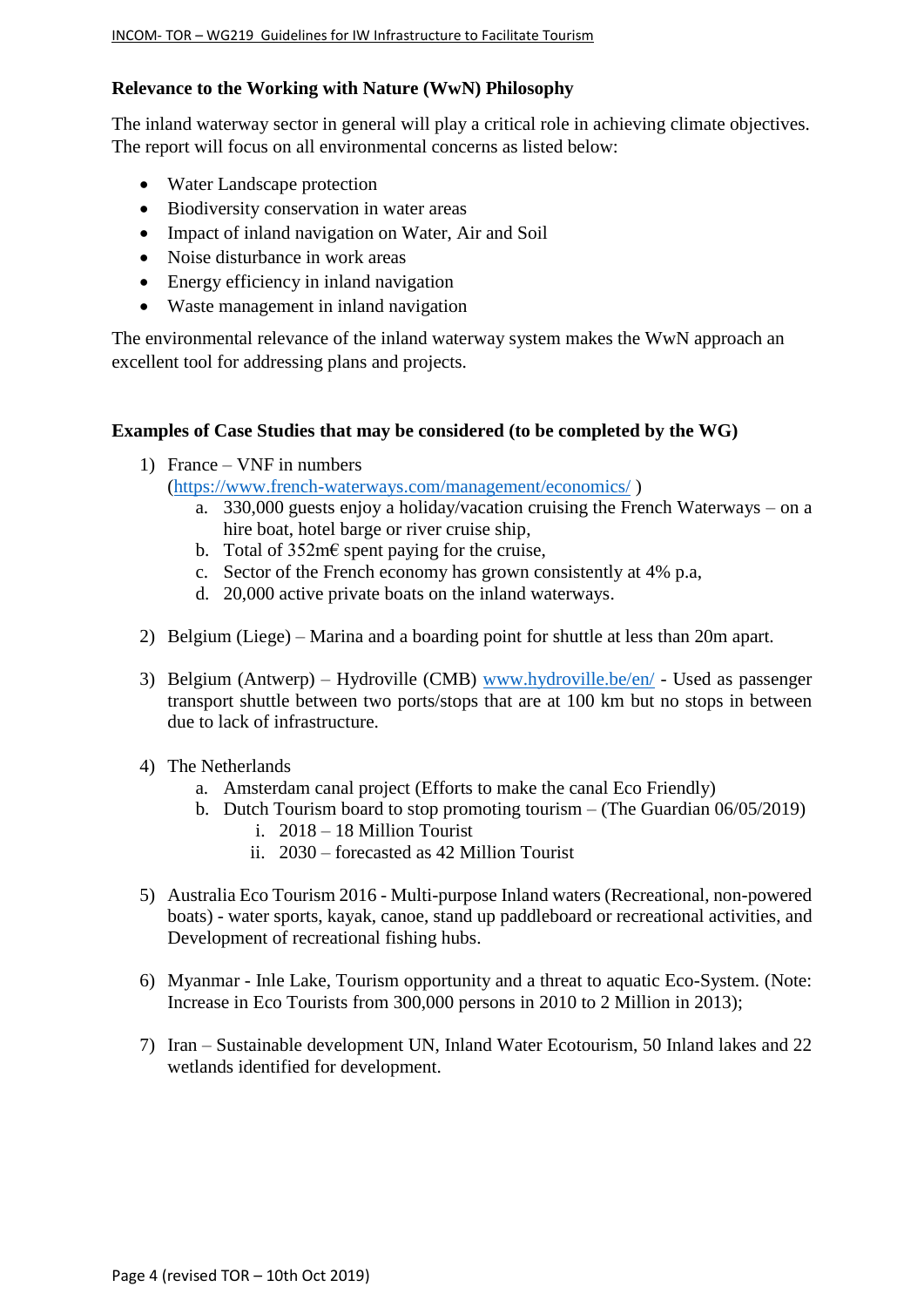**Relevance to the Working with Nature (WwN) Philosophy**

The inland waterway sector in general will play a critical role in achieving climate objectives. The report will focus on all environmental concerns as listed below:

- Water Landscape protection
- Biodiversity conservation in water areas
- Impact of inland navigation on Water, Air and Soil
- Noise disturbance in work areas
- Energy efficiency in inland navigation
- Waste management in inland navigation

The environmental relevance of the inland waterway system makes the WwN approach an excellent tool for addressing plans and projects.

**Examples of Case Studies that may be considered (to be completed by the WG)**

1) France – VNF in numbers (https://www.french-waterways.com/management/economics/ )
    a. 330,000 guests enjoy a holiday/vacation cruising the French Waterways – on a hire boat, hotel barge or river cruise ship,
    b. Total of 352m€ spent paying for the cruise,
    c. Sector of the French economy has grown consistently at 4% p.a,
    d. 20,000 active private boats on the inland waterways.

2) Belgium (Liege) – Marina and a boarding point for shuttle at less than 20m apart.

3) Belgium (Antwerp) – Hydroville (CMB) www.hydroville.be/en/ - Used as passenger transport shuttle between two ports/stops that are at 100 km but no stops in between due to lack of infrastructure.

4) The Netherlands
    a. Amsterdam canal project (Efforts to make the canal Eco Friendly)
    b. Dutch Tourism board to stop promoting tourism – (The Guardian 06/05/2019)
        i. 2018 – 18 Million Tourist
        ii. 2030 – forecasted as 42 Million Tourist

5) Australia Eco Tourism 2016 - Multi-purpose Inland waters (Recreational, non-powered boats) - water sports, kayak, canoe, stand up paddleboard or recreational activities, and Development of recreational fishing hubs.

6) Myanmar - Inle Lake, Tourism opportunity and a threat to aquatic Eco-System. (Note: Increase in Eco Tourists from 300,000 persons in 2010 to 2 Million in 2013);

7) Iran – Sustainable development UN, Inland Water Ecotourism, 50 Inland lakes and 22 wetlands identified for development.